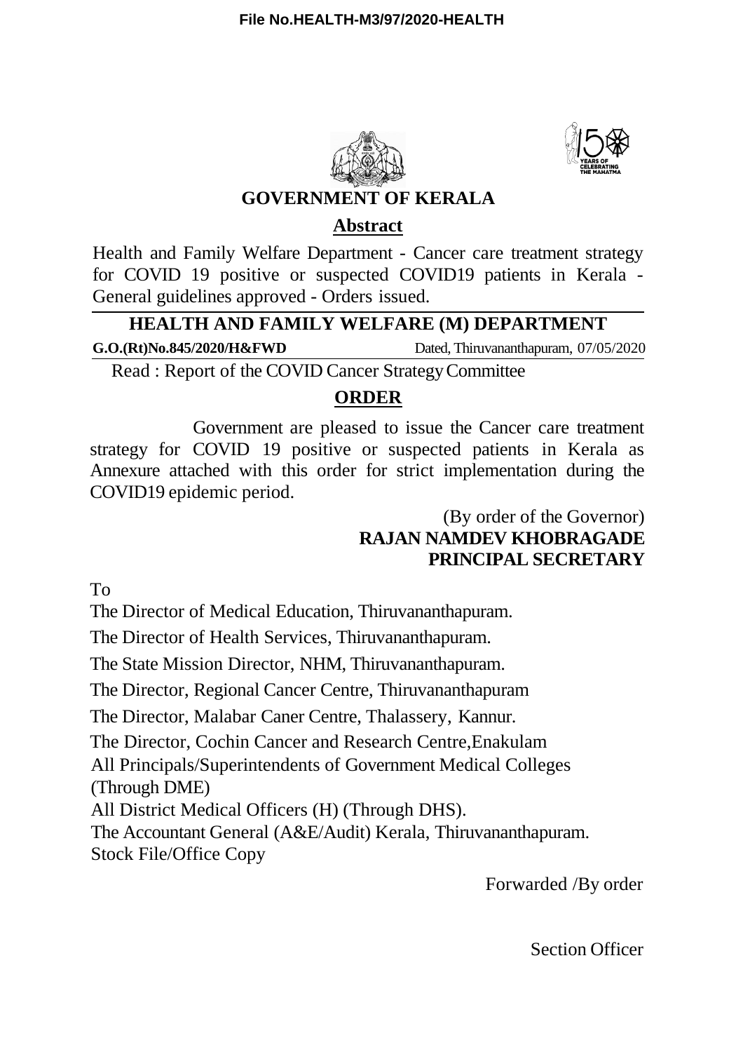File No.HEALTH-M3/97/2020-HEALTH

# GOVERNMENT OF KERALA

## Abstract

Health and Family Welfare Department - Cancer care treatment strategy for COVID 19 positive or suspected COVID19 patients in Kerala - General guidelines approved - Orders issued.

## HEALTH AND FAMILY WELFARE (M) DEPARTMENT

**G.O.(Rt)No.845/2020/H&FWD** Dated, Thiruvananthapuram, 07/05/2020

Read : Report of the COVID Cancer Strategy Committee

## ORDER

Government are pleased to issue the Cancer care treatment strategy for COVID 19 positive or suspected patients in Kerala as Annexure attached with this order for strict implementation during the COVID19 epidemic period.

(By order of the Governor)
**RAJAN NAMDEV KHOBRAGADE**
**PRINCIPAL SECRETARY**

To

The Director of Medical Education, Thiruvananthapuram.

The Director of Health Services, Thiruvananthapuram.

The State Mission Director, NHM, Thiruvananthapuram.

The Director, Regional Cancer Centre, Thiruvananthapuram

The Director, Malabar Caner Centre, Thalassery, Kannur.

The Director, Cochin Cancer and Research Centre,Enakulam

All Principals/Superintendents of Government Medical Colleges (Through DME)

All District Medical Officers (H) (Through DHS).

The Accountant General (A&E/Audit) Kerala, Thiruvananthapuram.

Stock File/Office Copy

Forwarded /By order

Section Officer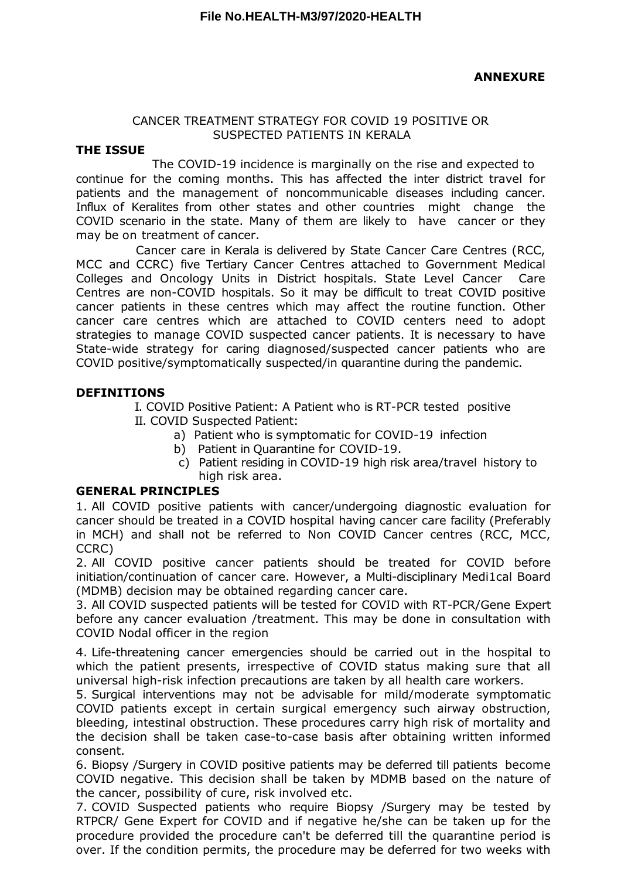**ANNEXURE**

CANCER TREATMENT STRATEGY FOR COVID 19 POSITIVE OR SUSPECTED PATIENTS IN KERALA

## THE ISSUE

The COVID-19 incidence is marginally on the rise and expected to continue for the coming months. This has affected the inter district travel for patients and the management of noncommunicable diseases including cancer. Influx of Keralites from other states and other countries might change the COVID scenario in the state. Many of them are likely to have cancer or they may be on treatment of cancer.

Cancer care in Kerala is delivered by State Cancer Care Centres (RCC, MCC and CCRC) five Tertiary Cancer Centres attached to Government Medical Colleges and Oncology Units in District hospitals. State Level Cancer Care Centres are non-COVID hospitals. So it may be difficult to treat COVID positive cancer patients in these centres which may affect the routine function. Other cancer care centres which are attached to COVID centers need to adopt strategies to manage COVID suspected cancer patients. It is necessary to have State-wide strategy for caring diagnosed/suspected cancer patients who are COVID positive/symptomatically suspected/in quarantine during the pandemic.

## DEFINITIONS

I. COVID Positive Patient: A Patient who is RT-PCR tested positive

II. COVID Suspected Patient:

a) Patient who is symptomatic for COVID-19 infection

b) Patient in Quarantine for COVID-19.

c) Patient residing in COVID-19 high risk area/travel history to high risk area.

## GENERAL PRINCIPLES

1. All COVID positive patients with cancer/undergoing diagnostic evaluation for cancer should be treated in a COVID hospital having cancer care facility (Preferably in MCH) and shall not be referred to Non COVID Cancer centres (RCC, MCC, CCRC)

2. All COVID positive cancer patients should be treated for COVID before initiation/continuation of cancer care. However, a Multi-disciplinary Medi1cal Board (MDMB) decision may be obtained regarding cancer care.

3. All COVID suspected patients will be tested for COVID with RT-PCR/Gene Expert before any cancer evaluation /treatment. This may be done in consultation with COVID Nodal officer in the region

4. Life-threatening cancer emergencies should be carried out in the hospital to which the patient presents, irrespective of COVID status making sure that all universal high-risk infection precautions are taken by all health care workers.

5. Surgical interventions may not be advisable for mild/moderate symptomatic COVID patients except in certain surgical emergency such airway obstruction, bleeding, intestinal obstruction. These procedures carry high risk of mortality and the decision shall be taken case-to-case basis after obtaining written informed consent.

6. Biopsy /Surgery in COVID positive patients may be deferred till patients become COVID negative. This decision shall be taken by MDMB based on the nature of the cancer, possibility of cure, risk involved etc.

7. COVID Suspected patients who require Biopsy /Surgery may be tested by RTPCR/ Gene Expert for COVID and if negative he/she can be taken up for the procedure provided the procedure can't be deferred till the quarantine period is over. If the condition permits, the procedure may be deferred for two weeks with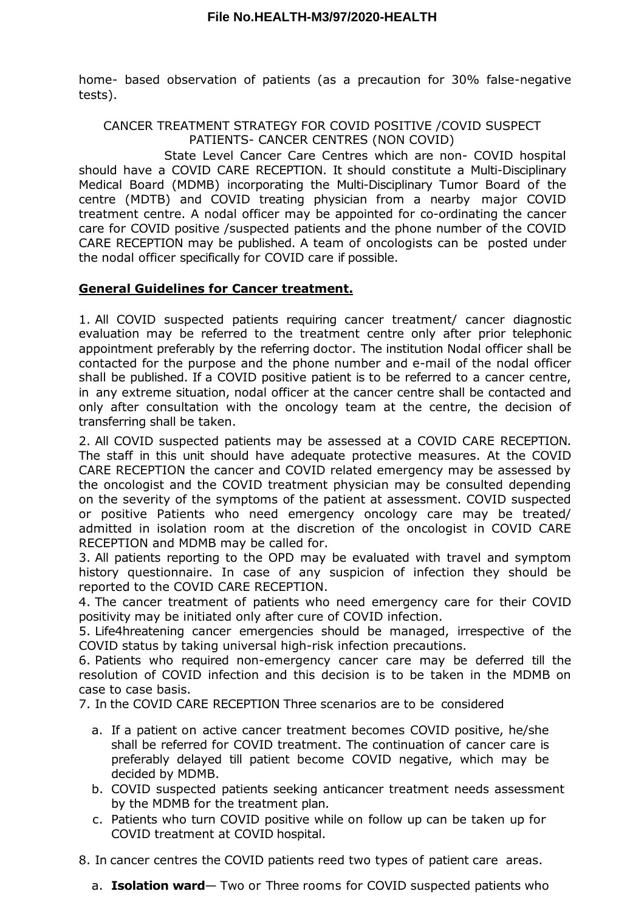home- based observation of patients (as a precaution for 30% false-negative tests).

CANCER TREATMENT STRATEGY FOR COVID POSITIVE /COVID SUSPECT PATIENTS- CANCER CENTRES (NON COVID)

State Level Cancer Care Centres which are non- COVID hospital should have a COVID CARE RECEPTION. It should constitute a Multi-Disciplinary Medical Board (MDMB) incorporating the Multi-Disciplinary Tumor Board of the centre (MDTB) and COVID treating physician from a nearby major COVID treatment centre. A nodal officer may be appointed for co-ordinating the cancer care for COVID positive /suspected patients and the phone number of the COVID CARE RECEPTION may be published. A team of oncologists can be posted under the nodal officer specifically for COVID care if possible.

**General Guidelines for Cancer treatment.**

1. All COVID suspected patients requiring cancer treatment/ cancer diagnostic evaluation may be referred to the treatment centre only after prior telephonic appointment preferably by the referring doctor. The institution Nodal officer shall be contacted for the purpose and the phone number and e-mail of the nodal officer shall be published. If a COVID positive patient is to be referred to a cancer centre, in any extreme situation, nodal officer at the cancer centre shall be contacted and only after consultation with the oncology team at the centre, the decision of transferring shall be taken.
2. All COVID suspected patients may be assessed at a COVID CARE RECEPTION. The staff in this unit should have adequate protective measures. At the COVID CARE RECEPTION the cancer and COVID related emergency may be assessed by the oncologist and the COVID treatment physician may be consulted depending on the severity of the symptoms of the patient at assessment. COVID suspected or positive Patients who need emergency oncology care may be treated/ admitted in isolation room at the discretion of the oncologist in COVID CARE RECEPTION and MDMB may be called for.
3. All patients reporting to the OPD may be evaluated with travel and symptom history questionnaire. In case of any suspicion of infection they should be reported to the COVID CARE RECEPTION.
4. The cancer treatment of patients who need emergency care for their COVID positivity may be initiated only after cure of COVID infection.
5. Life4hreatening cancer emergencies should be managed, irrespective of the COVID status by taking universal high-risk infection precautions.
6. Patients who required non-emergency cancer care may be deferred till the resolution of COVID infection and this decision is to be taken in the MDMB on case to case basis.
7. In the COVID CARE RECEPTION Three scenarios are to be considered
   a. If a patient on active cancer treatment becomes COVID positive, he/she shall be referred for COVID treatment. The continuation of cancer care is preferably delayed till patient become COVID negative, which may be decided by MDMB.
   b. COVID suspected patients seeking anticancer treatment needs assessment by the MDMB for the treatment plan.
   c. Patients who turn COVID positive while on follow up can be taken up for COVID treatment at COVID hospital.
8. In cancer centres the COVID patients reed two types of patient care areas.
   a. **Isolation ward**— Two or Three rooms for COVID suspected patients who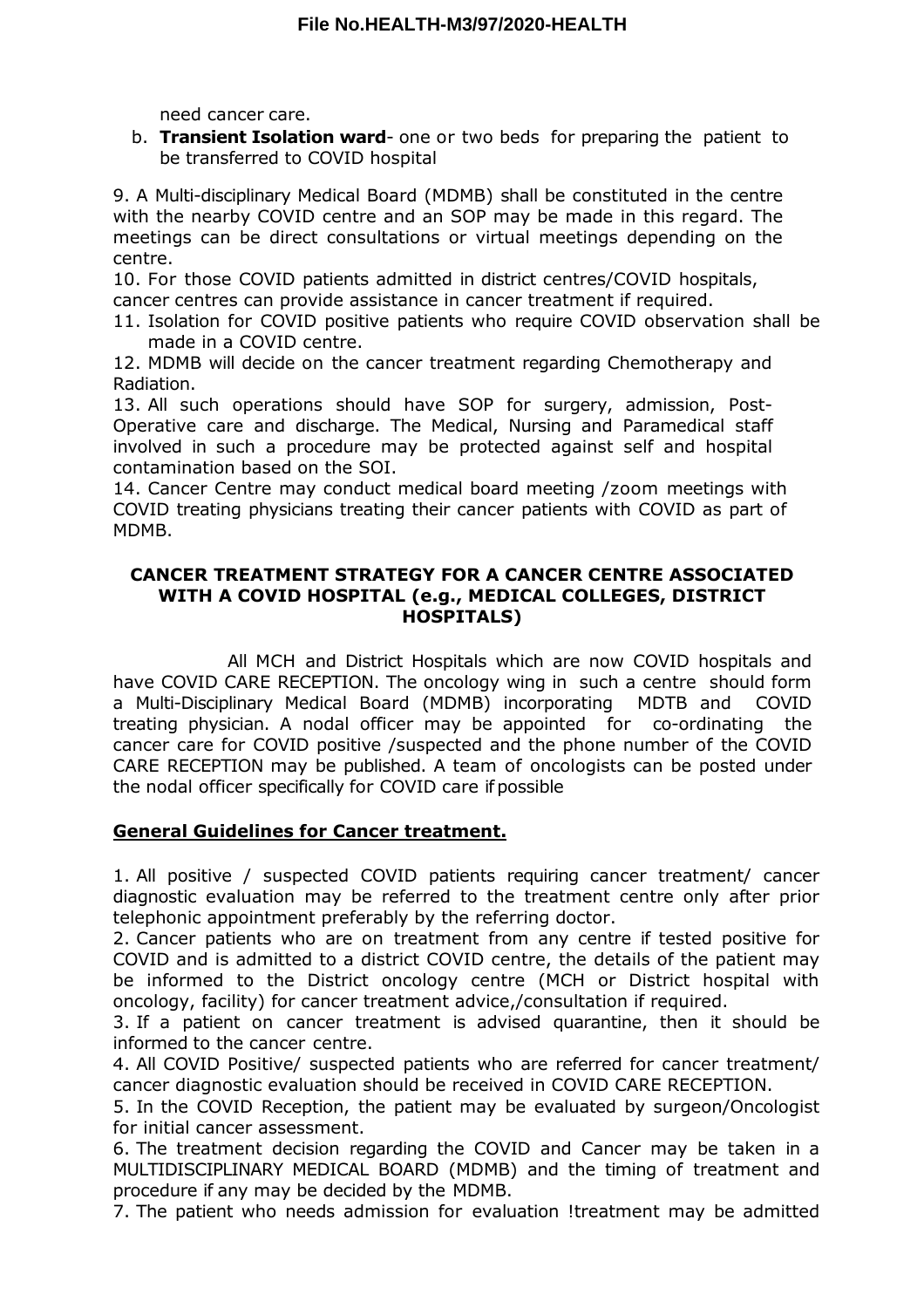need cancer care.

b. **Transient Isolation ward**- one or two beds for preparing the patient to be transferred to COVID hospital

9. A Multi-disciplinary Medical Board (MDMB) shall be constituted in the centre with the nearby COVID centre and an SOP may be made in this regard. The meetings can be direct consultations or virtual meetings depending on the centre.

10. For those COVID patients admitted in district centres/COVID hospitals, cancer centres can provide assistance in cancer treatment if required.

11. Isolation for COVID positive patients who require COVID observation shall be made in a COVID centre.

12. MDMB will decide on the cancer treatment regarding Chemotherapy and Radiation.

13. All such operations should have SOP for surgery, admission, Post-Operative care and discharge. The Medical, Nursing and Paramedical staff involved in such a procedure may be protected against self and hospital contamination based on the SOI.

14. Cancer Centre may conduct medical board meeting /zoom meetings with COVID treating physicians treating their cancer patients with COVID as part of MDMB.

## CANCER TREATMENT STRATEGY FOR A CANCER CENTRE ASSOCIATED WITH A COVID HOSPITAL (e.g., MEDICAL COLLEGES, DISTRICT HOSPITALS)

All MCH and District Hospitals which are now COVID hospitals and have COVID CARE RECEPTION. The oncology wing in such a centre should form a Multi-Disciplinary Medical Board (MDMB) incorporating MDTB and COVID treating physician. A nodal officer may be appointed for co-ordinating the cancer care for COVID positive /suspected and the phone number of the COVID CARE RECEPTION may be published. A team of oncologists can be posted under the nodal officer specifically for COVID care if possible

### General Guidelines for Cancer treatment.

1. All positive / suspected COVID patients requiring cancer treatment/ cancer diagnostic evaluation may be referred to the treatment centre only after prior telephonic appointment preferably by the referring doctor.

2. Cancer patients who are on treatment from any centre if tested positive for COVID and is admitted to a district COVID centre, the details of the patient may be informed to the District oncology centre (MCH or District hospital with oncology, facility) for cancer treatment advice,/consultation if required.

3. If a patient on cancer treatment is advised quarantine, then it should be informed to the cancer centre.

4. All COVID Positive/ suspected patients who are referred for cancer treatment/ cancer diagnostic evaluation should be received in COVID CARE RECEPTION.

5. In the COVID Reception, the patient may be evaluated by surgeon/Oncologist for initial cancer assessment.

6. The treatment decision regarding the COVID and Cancer may be taken in a MULTIDISCIPLINARY MEDICAL BOARD (MDMB) and the timing of treatment and procedure if any may be decided by the MDMB.

7. The patient who needs admission for evaluation !treatment may be admitted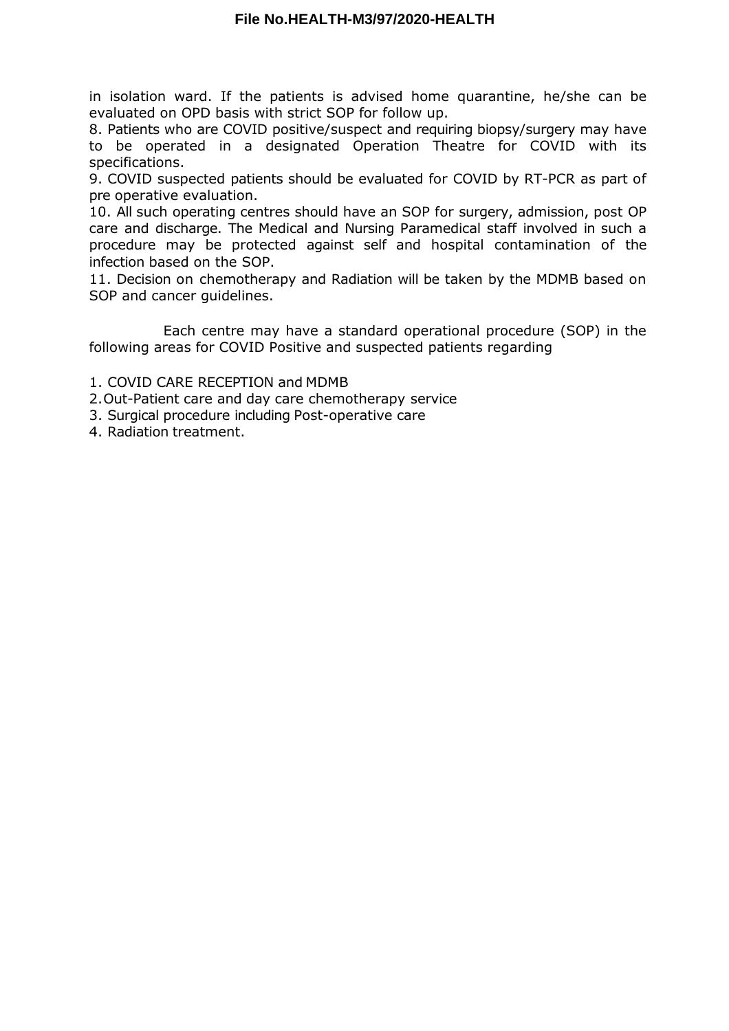in isolation ward. If the patients is advised home quarantine, he/she can be evaluated on OPD basis with strict SOP for follow up.

8. Patients who are COVID positive/suspect and requiring biopsy/surgery may have to be operated in a designated Operation Theatre for COVID with its specifications.

9. COVID suspected patients should be evaluated for COVID by RT-PCR as part of pre operative evaluation.

10. All such operating centres should have an SOP for surgery, admission, post OP care and discharge. The Medical and Nursing Paramedical staff involved in such a procedure may be protected against self and hospital contamination of the infection based on the SOP.

11. Decision on chemotherapy and Radiation will be taken by the MDMB based on SOP and cancer guidelines.

Each centre may have a standard operational procedure (SOP) in the following areas for COVID Positive and suspected patients regarding

1. COVID CARE RECEPTION and MDMB
2. Out-Patient care and day care chemotherapy service
3. Surgical procedure including Post-operative care
4. Radiation treatment.